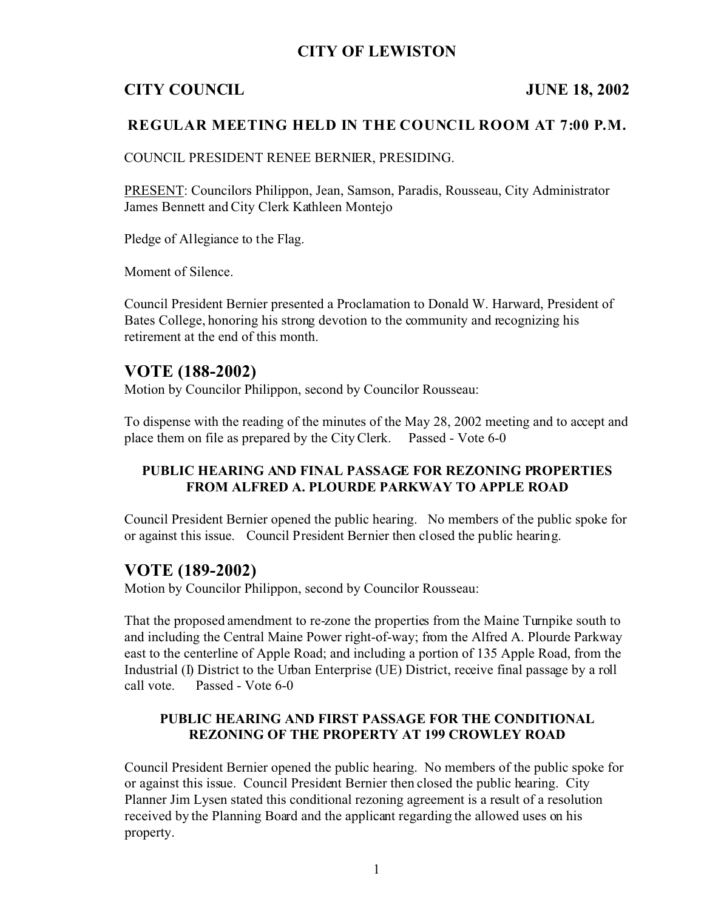# CITY OF LEWISTON

**CITY COUNCIL** **JUNE 18, 2002**

## REGULAR MEETING HELD IN THE COUNCIL ROOM AT 7:00 P.M.

COUNCIL PRESIDENT RENEE BERNIER, PRESIDING.

PRESENT: Councilors Philippon, Jean, Samson, Paradis, Rousseau, City Administrator James Bennett and City Clerk Kathleen Montejo

Pledge of Allegiance to the Flag.

Moment of Silence.

Council President Bernier presented a Proclamation to Donald W. Harward, President of Bates College, honoring his strong devotion to the community and recognizing his retirement at the end of this month.

## VOTE (188-2002)

Motion by Councilor Philippon, second by Councilor Rousseau:

To dispense with the reading of the minutes of the May 28, 2002 meeting and to accept and place them on file as prepared by the City Clerk. Passed - Vote 6-0

### PUBLIC HEARING AND FINAL PASSAGE FOR REZONING PROPERTIES FROM ALFRED A. PLOURDE PARKWAY TO APPLE ROAD

Council President Bernier opened the public hearing. No members of the public spoke for or against this issue. Council President Bernier then closed the public hearing.

## VOTE (189-2002)

Motion by Councilor Philippon, second by Councilor Rousseau:

That the proposed amendment to re-zone the properties from the Maine Turnpike south to and including the Central Maine Power right-of-way; from the Alfred A. Plourde Parkway east to the centerline of Apple Road; and including a portion of 135 Apple Road, from the Industrial (I) District to the Urban Enterprise (UE) District, receive final passage by a roll call vote. Passed - Vote 6-0

### PUBLIC HEARING AND FIRST PASSAGE FOR THE CONDITIONAL REZONING OF THE PROPERTY AT 199 CROWLEY ROAD

Council President Bernier opened the public hearing. No members of the public spoke for or against this issue. Council President Bernier then closed the public hearing. City Planner Jim Lysen stated this conditional rezoning agreement is a result of a resolution received by the Planning Board and the applicant regarding the allowed uses on his property.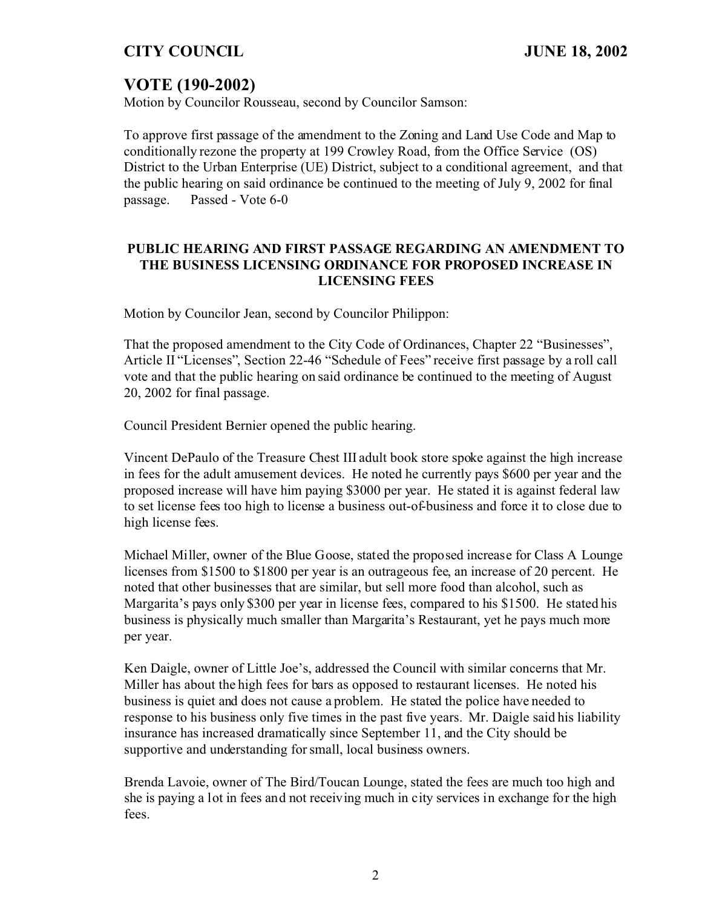## VOTE (190-2002)

Motion by Councilor Rousseau, second by Councilor Samson:

To approve first passage of the amendment to the Zoning and Land Use Code and Map to conditionally rezone the property at 199 Crowley Road, from the Office Service (OS) District to the Urban Enterprise (UE) District, subject to a conditional agreement, and that the public hearing on said ordinance be continued to the meeting of July 9, 2002 for final passage. Passed - Vote 6-0

### PUBLIC HEARING AND FIRST PASSAGE REGARDING AN AMENDMENT TO THE BUSINESS LICENSING ORDINANCE FOR PROPOSED INCREASE IN LICENSING FEES

Motion by Councilor Jean, second by Councilor Philippon:

That the proposed amendment to the City Code of Ordinances, Chapter 22 "Businesses", Article II "Licenses", Section 22-46 "Schedule of Fees" receive first passage by a roll call vote and that the public hearing on said ordinance be continued to the meeting of August 20, 2002 for final passage.

Council President Bernier opened the public hearing.

Vincent DePaulo of the Treasure Chest III adult book store spoke against the high increase in fees for the adult amusement devices. He noted he currently pays $600 per year and the proposed increase will have him paying $3000 per year. He stated it is against federal law to set license fees too high to license a business out-of-business and force it to close due to high license fees.

Michael Miller, owner of the Blue Goose, stated the proposed increase for Class A Lounge licenses from $1500 to $1800 per year is an outrageous fee, an increase of 20 percent. He noted that other businesses that are similar, but sell more food than alcohol, such as Margarita's pays only $300 per year in license fees, compared to his $1500. He stated his business is physically much smaller than Margarita's Restaurant, yet he pays much more per year.

Ken Daigle, owner of Little Joe's, addressed the Council with similar concerns that Mr. Miller has about the high fees for bars as opposed to restaurant licenses. He noted his business is quiet and does not cause a problem. He stated the police have needed to response to his business only five times in the past five years. Mr. Daigle said his liability insurance has increased dramatically since September 11, and the City should be supportive and understanding for small, local business owners.

Brenda Lavoie, owner of The Bird/Toucan Lounge, stated the fees are much too high and she is paying a lot in fees and not receiving much in city services in exchange for the high fees.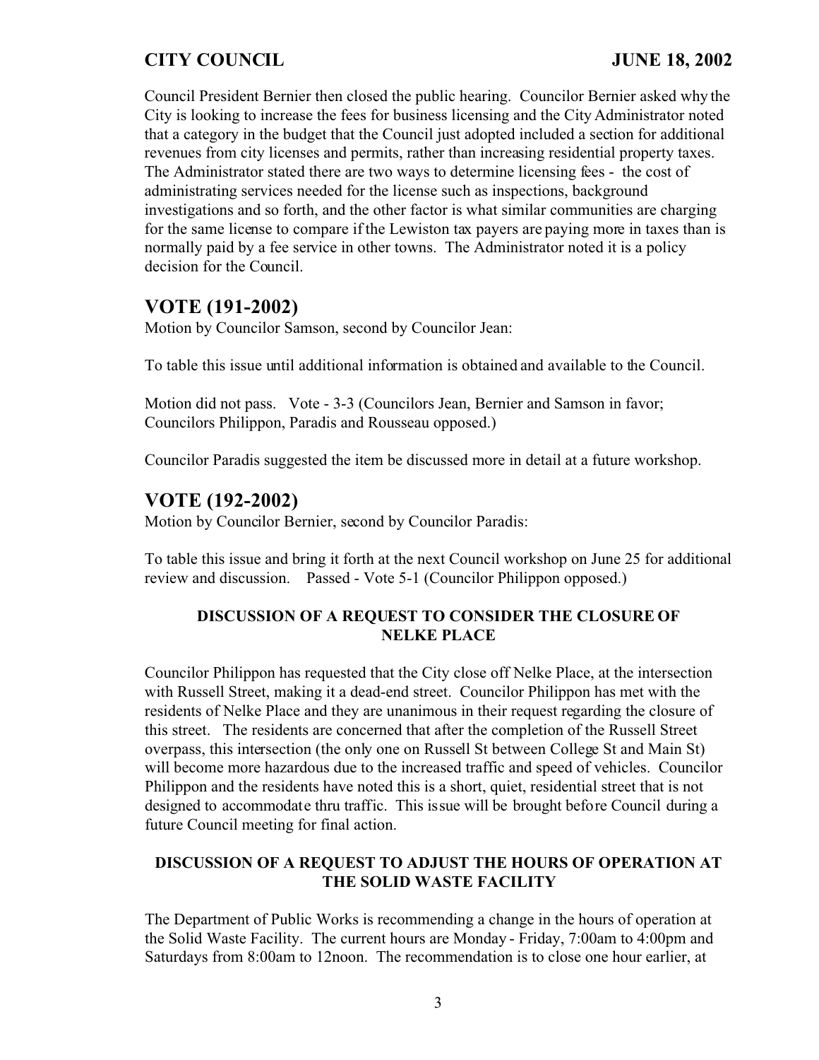Council President Bernier then closed the public hearing. Councilor Bernier asked why the City is looking to increase the fees for business licensing and the City Administrator noted that a category in the budget that the Council just adopted included a section for additional revenues from city licenses and permits, rather than increasing residential property taxes. The Administrator stated there are two ways to determine licensing fees - the cost of administrating services needed for the license such as inspections, background investigations and so forth, and the other factor is what similar communities are charging for the same license to compare if the Lewiston tax payers are paying more in taxes than is normally paid by a fee service in other towns. The Administrator noted it is a policy decision for the Council.

## VOTE (191-2002)

Motion by Councilor Samson, second by Councilor Jean:

To table this issue until additional information is obtained and available to the Council.

Motion did not pass. Vote - 3-3 (Councilors Jean, Bernier and Samson in favor; Councilors Philippon, Paradis and Rousseau opposed.)

Councilor Paradis suggested the item be discussed more in detail at a future workshop.

## VOTE (192-2002)

Motion by Councilor Bernier, second by Councilor Paradis:

To table this issue and bring it forth at the next Council workshop on June 25 for additional review and discussion. Passed - Vote 5-1 (Councilor Philippon opposed.)

### DISCUSSION OF A REQUEST TO CONSIDER THE CLOSURE OF NELKE PLACE

Councilor Philippon has requested that the City close off Nelke Place, at the intersection with Russell Street, making it a dead-end street. Councilor Philippon has met with the residents of Nelke Place and they are unanimous in their request regarding the closure of this street. The residents are concerned that after the completion of the Russell Street overpass, this intersection (the only one on Russell St between College St and Main St) will become more hazardous due to the increased traffic and speed of vehicles. Councilor Philippon and the residents have noted this is a short, quiet, residential street that is not designed to accommodate thru traffic. This issue will be brought before Council during a future Council meeting for final action.

### DISCUSSION OF A REQUEST TO ADJUST THE HOURS OF OPERATION AT THE SOLID WASTE FACILITY

The Department of Public Works is recommending a change in the hours of operation at the Solid Waste Facility. The current hours are Monday - Friday, 7:00am to 4:00pm and Saturdays from 8:00am to 12noon. The recommendation is to close one hour earlier, at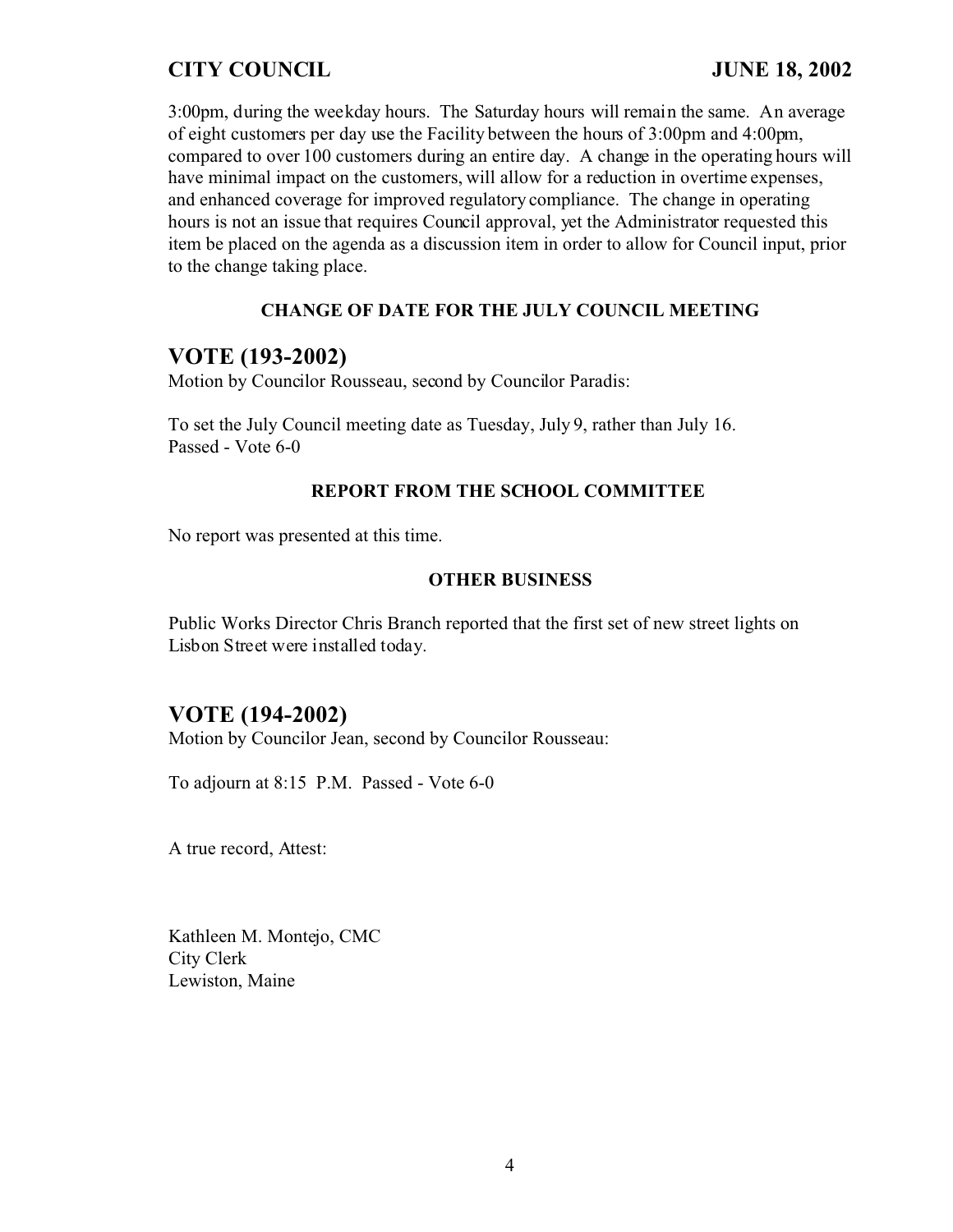3:00pm, during the weekday hours. The Saturday hours will remain the same. An average of eight customers per day use the Facility between the hours of 3:00pm and 4:00pm, compared to over 100 customers during an entire day. A change in the operating hours will have minimal impact on the customers, will allow for a reduction in overtime expenses, and enhanced coverage for improved regulatory compliance. The change in operating hours is not an issue that requires Council approval, yet the Administrator requested this item be placed on the agenda as a discussion item in order to allow for Council input, prior to the change taking place.

**CHANGE OF DATE FOR THE JULY COUNCIL MEETING**

## VOTE (193-2002)

Motion by Councilor Rousseau, second by Councilor Paradis:

To set the July Council meeting date as Tuesday, July 9, rather than July 16.
Passed - Vote 6-0

**REPORT FROM THE SCHOOL COMMITTEE**

No report was presented at this time.

**OTHER BUSINESS**

Public Works Director Chris Branch reported that the first set of new street lights on Lisbon Street were installed today.

## VOTE (194-2002)

Motion by Councilor Jean, second by Councilor Rousseau:

To adjourn at 8:15 P.M. Passed - Vote 6-0

A true record, Attest:

Kathleen M. Montejo, CMC
City Clerk
Lewiston, Maine